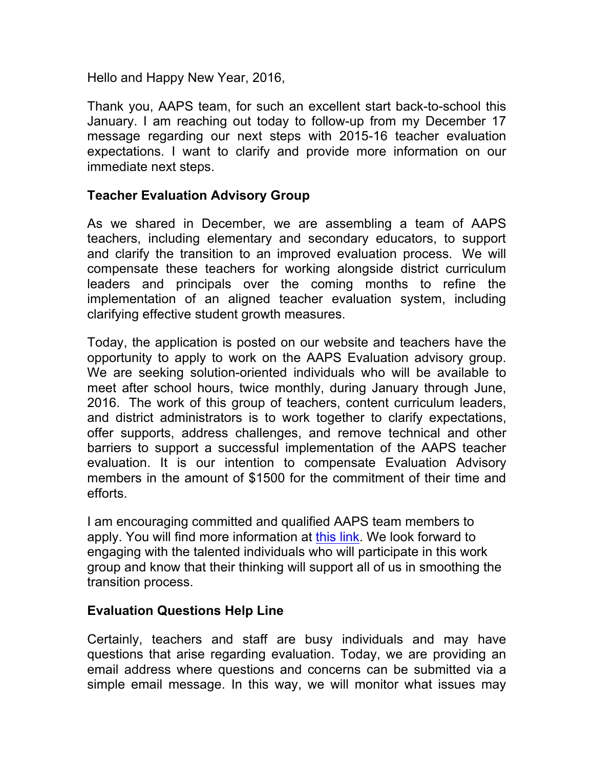Hello and Happy New Year, 2016,

Thank you, AAPS team, for such an excellent start back-to-school this January. I am reaching out today to follow-up from my December 17 message regarding our next steps with 2015-16 teacher evaluation expectations. I want to clarify and provide more information on our immediate next steps.

**Teacher Evaluation Advisory Group**

As we shared in December, we are assembling a team of AAPS teachers, including elementary and secondary educators, to support and clarify the transition to an improved evaluation process. We will compensate these teachers for working alongside district curriculum leaders and principals over the coming months to refine the implementation of an aligned teacher evaluation system, including clarifying effective student growth measures.

Today, the application is posted on our website and teachers have the opportunity to apply to work on the AAPS Evaluation advisory group. We are seeking solution-oriented individuals who will be available to meet after school hours, twice monthly, during January through June, 2016. The work of this group of teachers, content curriculum leaders, and district administrators is to work together to clarify expectations, offer supports, address challenges, and remove technical and other barriers to support a successful implementation of the AAPS teacher evaluation. It is our intention to compensate Evaluation Advisory members in the amount of $1500 for the commitment of their time and efforts.

I am encouraging committed and qualified AAPS team members to apply. You will find more information at this link. We look forward to engaging with the talented individuals who will participate in this work group and know that their thinking will support all of us in smoothing the transition process.

**Evaluation Questions Help Line**

Certainly, teachers and staff are busy individuals and may have questions that arise regarding evaluation. Today, we are providing an email address where questions and concerns can be submitted via a simple email message. In this way, we will monitor what issues may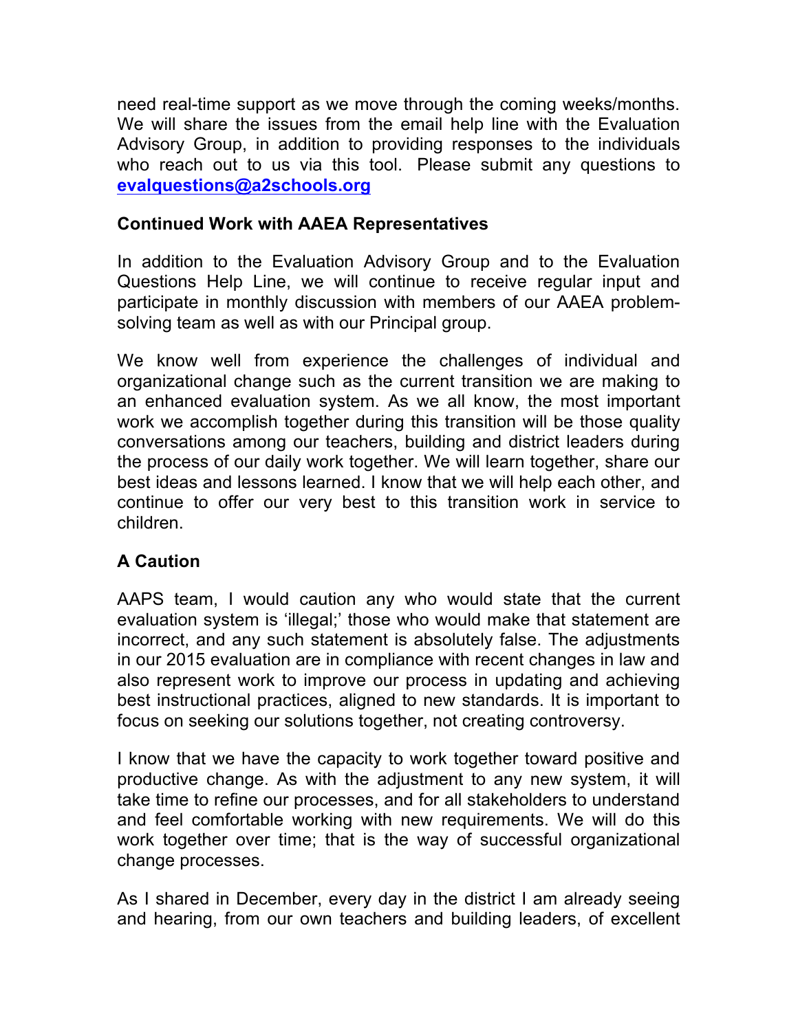need real-time support as we move through the coming weeks/months. We will share the issues from the email help line with the Evaluation Advisory Group, in addition to providing responses to the individuals who reach out to us via this tool. Please submit any questions to **evalquestions@a2schools.org**

### Continued Work with AAEA Representatives

In addition to the Evaluation Advisory Group and to the Evaluation Questions Help Line, we will continue to receive regular input and participate in monthly discussion with members of our AAEA problem-solving team as well as with our Principal group.

We know well from experience the challenges of individual and organizational change such as the current transition we are making to an enhanced evaluation system. As we all know, the most important work we accomplish together during this transition will be those quality conversations among our teachers, building and district leaders during the process of our daily work together. We will learn together, share our best ideas and lessons learned. I know that we will help each other, and continue to offer our very best to this transition work in service to children.

### A Caution

AAPS team, I would caution any who would state that the current evaluation system is 'illegal;' those who would make that statement are incorrect, and any such statement is absolutely false. The adjustments in our 2015 evaluation are in compliance with recent changes in law and also represent work to improve our process in updating and achieving best instructional practices, aligned to new standards. It is important to focus on seeking our solutions together, not creating controversy.

I know that we have the capacity to work together toward positive and productive change. As with the adjustment to any new system, it will take time to refine our processes, and for all stakeholders to understand and feel comfortable working with new requirements. We will do this work together over time; that is the way of successful organizational change processes.

As I shared in December, every day in the district I am already seeing and hearing, from our own teachers and building leaders, of excellent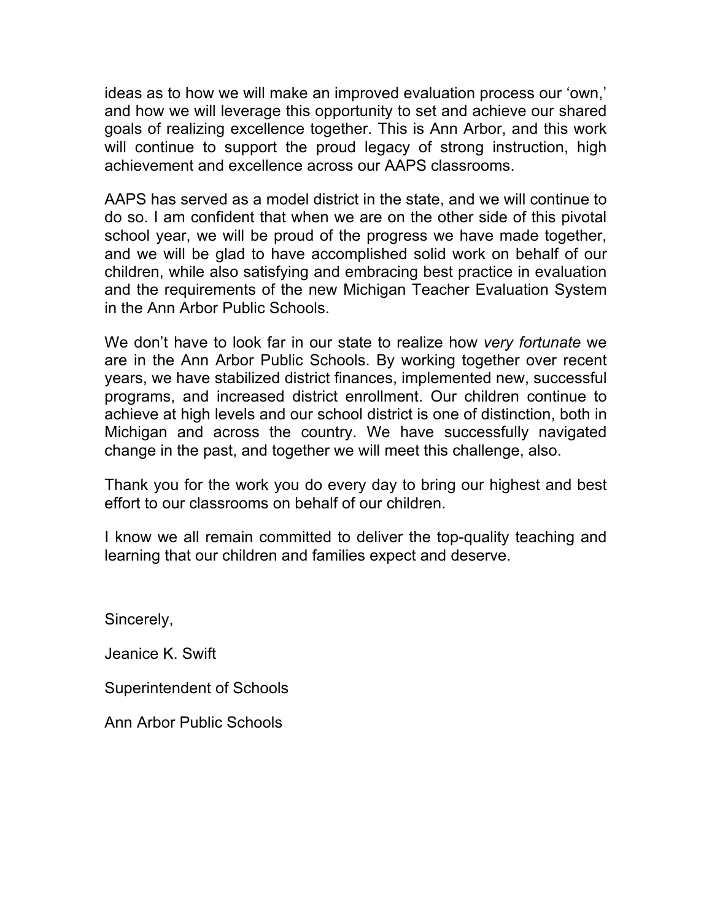ideas as to how we will make an improved evaluation process our 'own,' and how we will leverage this opportunity to set and achieve our shared goals of realizing excellence together. This is Ann Arbor, and this work will continue to support the proud legacy of strong instruction, high achievement and excellence across our AAPS classrooms.

AAPS has served as a model district in the state, and we will continue to do so. I am confident that when we are on the other side of this pivotal school year, we will be proud of the progress we have made together, and we will be glad to have accomplished solid work on behalf of our children, while also satisfying and embracing best practice in evaluation and the requirements of the new Michigan Teacher Evaluation System in the Ann Arbor Public Schools.

We don't have to look far in our state to realize how *very fortunate* we are in the Ann Arbor Public Schools. By working together over recent years, we have stabilized district finances, implemented new, successful programs, and increased district enrollment. Our children continue to achieve at high levels and our school district is one of distinction, both in Michigan and across the country. We have successfully navigated change in the past, and together we will meet this challenge, also.

Thank you for the work you do every day to bring our highest and best effort to our classrooms on behalf of our children.

I know we all remain committed to deliver the top-quality teaching and learning that our children and families expect and deserve.

Sincerely,

Jeanice K. Swift

Superintendent of Schools

Ann Arbor Public Schools